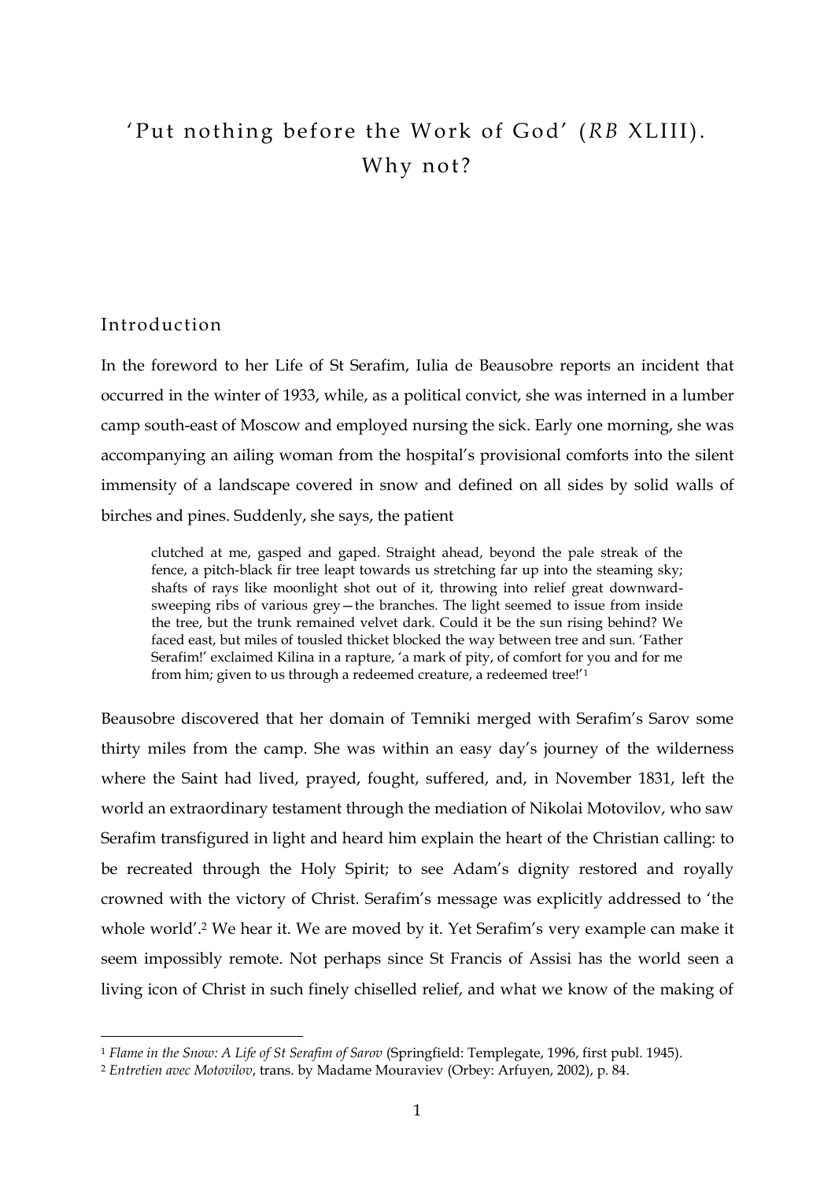# 'Put nothing before the Work of God' (*RB* XLIII). Why not?

## Introduction

In the foreword to her Life of St Serafim, Iulia de Beausobre reports an incident that occurred in the winter of 1933, while, as a political convict, she was interned in a lumber camp south-east of Moscow and employed nursing the sick. Early one morning, she was accompanying an ailing woman from the hospital's provisional comforts into the silent immensity of a landscape covered in snow and defined on all sides by solid walls of birches and pines. Suddenly, she says, the patient

> clutched at me, gasped and gaped. Straight ahead, beyond the pale streak of the fence, a pitch-black fir tree leapt towards us stretching far up into the steaming sky; shafts of rays like moonlight shot out of it, throwing into relief great downward-sweeping ribs of various grey—the branches. The light seemed to issue from inside the tree, but the trunk remained velvet dark. Could it be the sun rising behind? We faced east, but miles of tousled thicket blocked the way between tree and sun. 'Father Serafim!' exclaimed Kilina in a rapture, 'a mark of pity, of comfort for you and for me from him; given to us through a redeemed creature, a redeemed tree!'[1]

Beausobre discovered that her domain of Temniki merged with Serafim's Sarov some thirty miles from the camp. She was within an easy day's journey of the wilderness where the Saint had lived, prayed, fought, suffered, and, in November 1831, left the world an extraordinary testament through the mediation of Nikolai Motovilov, who saw Serafim transfigured in light and heard him explain the heart of the Christian calling: to be recreated through the Holy Spirit; to see Adam's dignity restored and royally crowned with the victory of Christ. Serafim's message was explicitly addressed to 'the whole world'.[2] We hear it. We are moved by it. Yet Serafim's very example can make it seem impossibly remote. Not perhaps since St Francis of Assisi has the world seen a living icon of Christ in such finely chiselled relief, and what we know of the making of

---

[1] *Flame in the Snow: A Life of St Serafim of Sarov* (Springfield: Templegate, 1996, first publ. 1945).

[2] *Entretien avec Motovilov*, trans. by Madame Mouraviev (Orbey: Arfuyen, 2002), p. 84.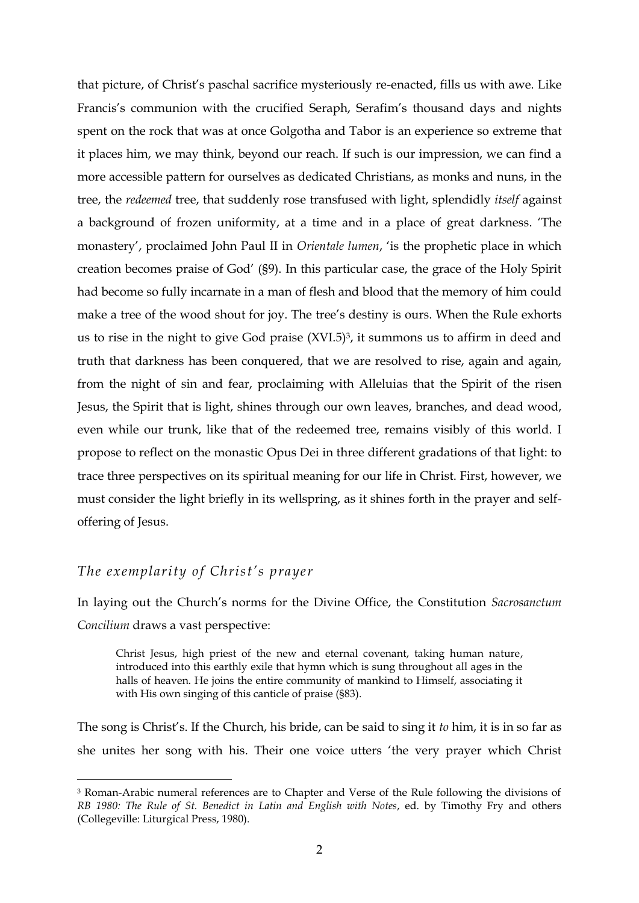that picture, of Christ's paschal sacrifice mysteriously re-enacted, fills us with awe. Like Francis's communion with the crucified Seraph, Serafim's thousand days and nights spent on the rock that was at once Golgotha and Tabor is an experience so extreme that it places him, we may think, beyond our reach. If such is our impression, we can find a more accessible pattern for ourselves as dedicated Christians, as monks and nuns, in the tree, the *redeemed* tree, that suddenly rose transfused with light, splendidly *itself* against a background of frozen uniformity, at a time and in a place of great darkness. 'The monastery', proclaimed John Paul II in *Orientale lumen*, 'is the prophetic place in which creation becomes praise of God' (§9). In this particular case, the grace of the Holy Spirit had become so fully incarnate in a man of flesh and blood that the memory of him could make a tree of the wood shout for joy. The tree's destiny is ours. When the Rule exhorts us to rise in the night to give God praise (XVI.5)[3], it summons us to affirm in deed and truth that darkness has been conquered, that we are resolved to rise, again and again, from the night of sin and fear, proclaiming with Alleluias that the Spirit of the risen Jesus, the Spirit that is light, shines through our own leaves, branches, and dead wood, even while our trunk, like that of the redeemed tree, remains visibly of this world. I propose to reflect on the monastic Opus Dei in three different gradations of that light: to trace three perspectives on its spiritual meaning for our life in Christ. First, however, we must consider the light briefly in its wellspring, as it shines forth in the prayer and self-offering of Jesus.

## *The exemplarity of Christ's prayer*

In laying out the Church's norms for the Divine Office, the Constitution *Sacrosanctum Concilium* draws a vast perspective:

> Christ Jesus, high priest of the new and eternal covenant, taking human nature, introduced into this earthly exile that hymn which is sung throughout all ages in the halls of heaven. He joins the entire community of mankind to Himself, associating it with His own singing of this canticle of praise (§83).

The song is Christ's. If the Church, his bride, can be said to sing it *to* him, it is in so far as she unites her song with his. Their one voice utters 'the very prayer which Christ

---

[3] Roman-Arabic numeral references are to Chapter and Verse of the Rule following the divisions of *RB 1980: The Rule of St. Benedict in Latin and English with Notes*, ed. by Timothy Fry and others (Collegeville: Liturgical Press, 1980).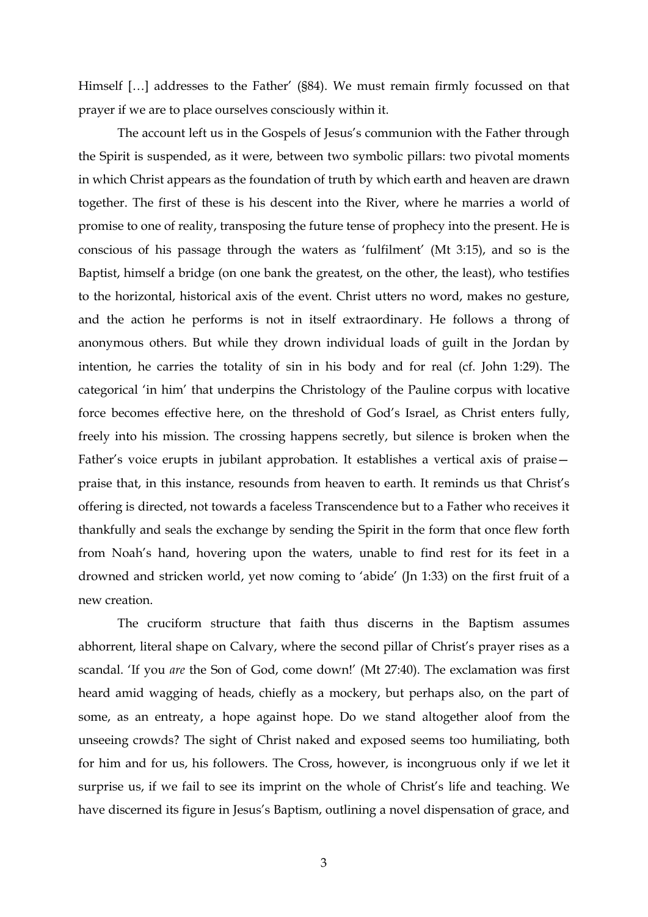Himself […] addresses to the Father' (§84). We must remain firmly focussed on that prayer if we are to place ourselves consciously within it.

The account left us in the Gospels of Jesus's communion with the Father through the Spirit is suspended, as it were, between two symbolic pillars: two pivotal moments in which Christ appears as the foundation of truth by which earth and heaven are drawn together. The first of these is his descent into the River, where he marries a world of promise to one of reality, transposing the future tense of prophecy into the present. He is conscious of his passage through the waters as 'fulfilment' (Mt 3:15), and so is the Baptist, himself a bridge (on one bank the greatest, on the other, the least), who testifies to the horizontal, historical axis of the event. Christ utters no word, makes no gesture, and the action he performs is not in itself extraordinary. He follows a throng of anonymous others. But while they drown individual loads of guilt in the Jordan by intention, he carries the totality of sin in his body and for real (cf. John 1:29). The categorical 'in him' that underpins the Christology of the Pauline corpus with locative force becomes effective here, on the threshold of God's Israel, as Christ enters fully, freely into his mission. The crossing happens secretly, but silence is broken when the Father's voice erupts in jubilant approbation. It establishes a vertical axis of praise—praise that, in this instance, resounds from heaven to earth. It reminds us that Christ's offering is directed, not towards a faceless Transcendence but to a Father who receives it thankfully and seals the exchange by sending the Spirit in the form that once flew forth from Noah's hand, hovering upon the waters, unable to find rest for its feet in a drowned and stricken world, yet now coming to 'abide' (Jn 1:33) on the first fruit of a new creation.

The cruciform structure that faith thus discerns in the Baptism assumes abhorrent, literal shape on Calvary, where the second pillar of Christ's prayer rises as a scandal. 'If you *are* the Son of God, come down!' (Mt 27:40). The exclamation was first heard amid wagging of heads, chiefly as a mockery, but perhaps also, on the part of some, as an entreaty, a hope against hope. Do we stand altogether aloof from the unseeing crowds? The sight of Christ naked and exposed seems too humiliating, both for him and for us, his followers. The Cross, however, is incongruous only if we let it surprise us, if we fail to see its imprint on the whole of Christ's life and teaching. We have discerned its figure in Jesus's Baptism, outlining a novel dispensation of grace, and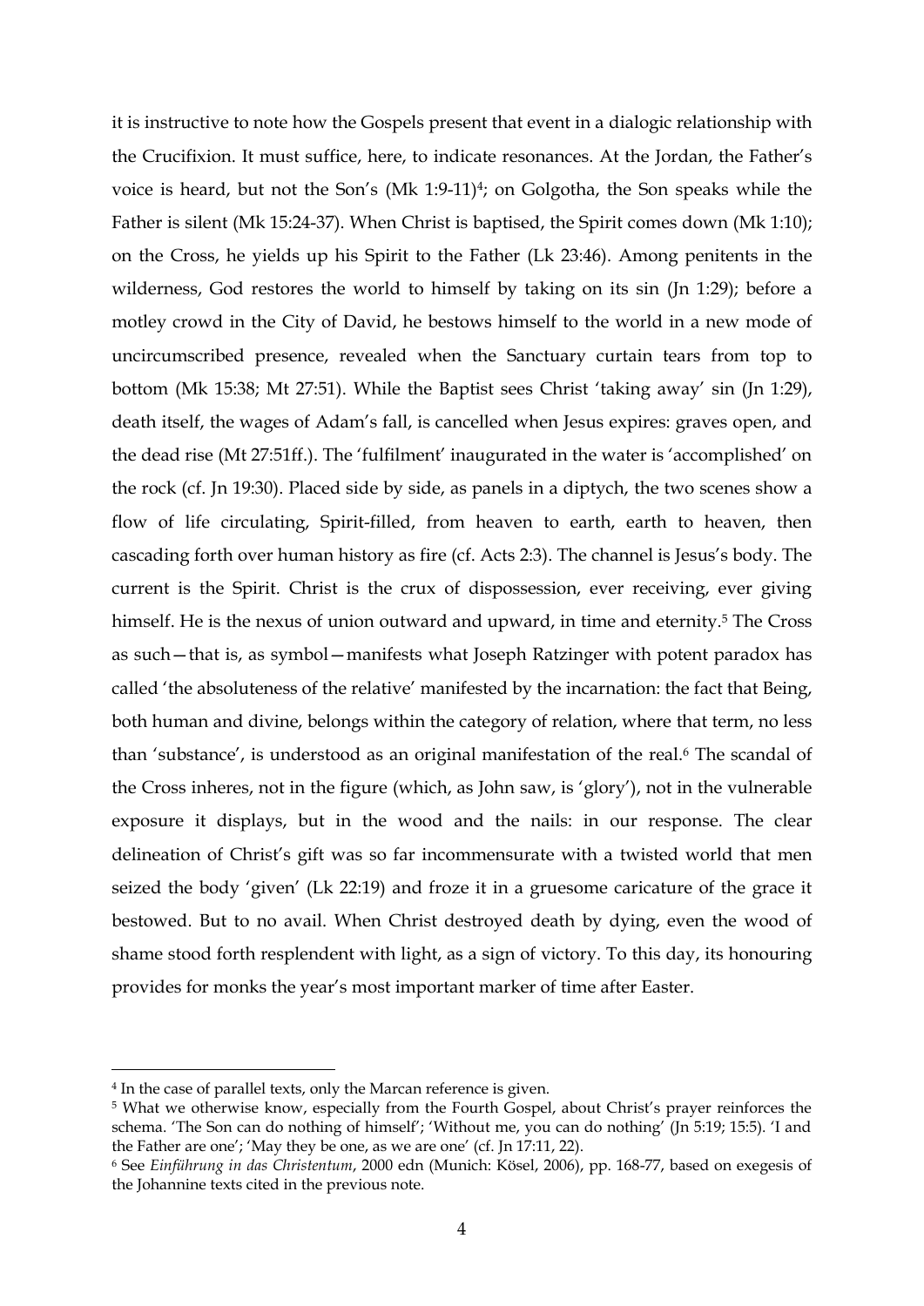it is instructive to note how the Gospels present that event in a dialogic relationship with the Crucifixion. It must suffice, here, to indicate resonances. At the Jordan, the Father's voice is heard, but not the Son's (Mk 1:9-11)[4]; on Golgotha, the Son speaks while the Father is silent (Mk 15:24-37). When Christ is baptised, the Spirit comes down (Mk 1:10); on the Cross, he yields up his Spirit to the Father (Lk 23:46). Among penitents in the wilderness, God restores the world to himself by taking on its sin (Jn 1:29); before a motley crowd in the City of David, he bestows himself to the world in a new mode of uncircumscribed presence, revealed when the Sanctuary curtain tears from top to bottom (Mk 15:38; Mt 27:51). While the Baptist sees Christ 'taking away' sin (Jn 1:29), death itself, the wages of Adam's fall, is cancelled when Jesus expires: graves open, and the dead rise (Mt 27:51ff.). The 'fulfilment' inaugurated in the water is 'accomplished' on the rock (cf. Jn 19:30). Placed side by side, as panels in a diptych, the two scenes show a flow of life circulating, Spirit-filled, from heaven to earth, earth to heaven, then cascading forth over human history as fire (cf. Acts 2:3). The channel is Jesus's body. The current is the Spirit. Christ is the crux of dispossession, ever receiving, ever giving himself. He is the nexus of union outward and upward, in time and eternity.[5] The Cross as such—that is, as symbol—manifests what Joseph Ratzinger with potent paradox has called 'the absoluteness of the relative' manifested by the incarnation: the fact that Being, both human and divine, belongs within the category of relation, where that term, no less than 'substance', is understood as an original manifestation of the real.[6] The scandal of the Cross inheres, not in the figure (which, as John saw, is 'glory'), not in the vulnerable exposure it displays, but in the wood and the nails: in our response. The clear delineation of Christ's gift was so far incommensurate with a twisted world that men seized the body 'given' (Lk 22:19) and froze it in a gruesome caricature of the grace it bestowed. But to no avail. When Christ destroyed death by dying, even the wood of shame stood forth resplendent with light, as a sign of victory. To this day, its honouring provides for monks the year's most important marker of time after Easter.

---

[4] In the case of parallel texts, only the Marcan reference is given.

[5] What we otherwise know, especially from the Fourth Gospel, about Christ's prayer reinforces the schema. 'The Son can do nothing of himself'; 'Without me, you can do nothing' (Jn 5:19; 15:5). 'I and the Father are one'; 'May they be one, as we are one' (cf. Jn 17:11, 22).

[6] See *Einführung in das Christentum*, 2000 edn (Munich: Kösel, 2006), pp. 168-77, based on exegesis of the Johannine texts cited in the previous note.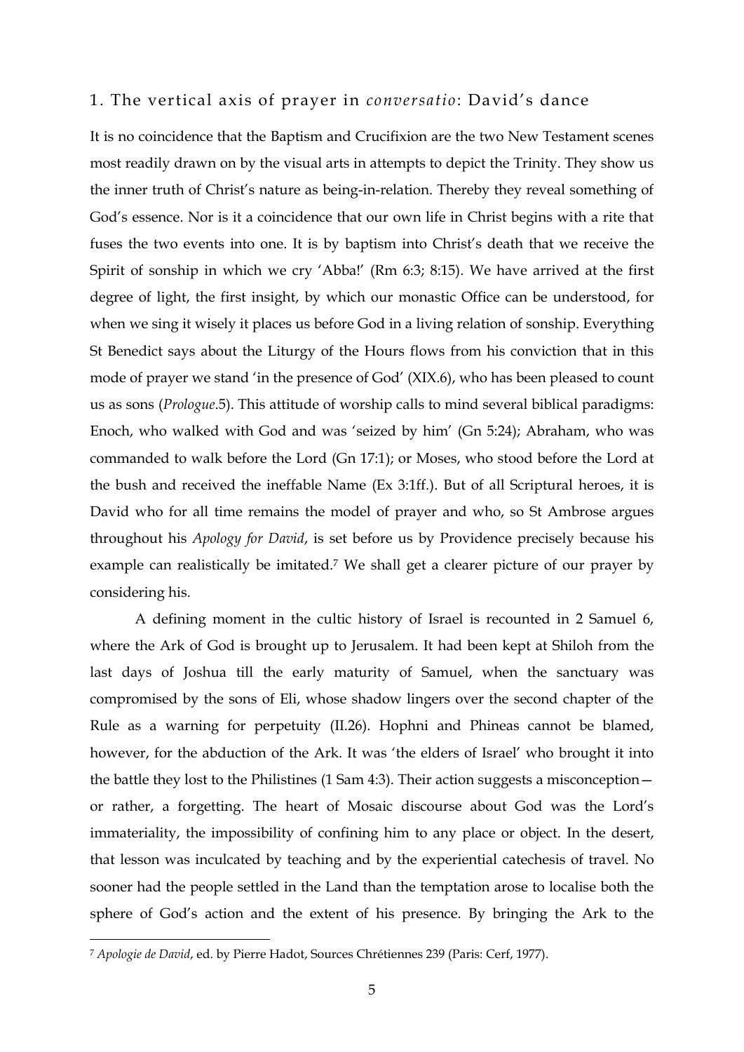## 1. The vertical axis of prayer in *conversatio*: David's dance

It is no coincidence that the Baptism and Crucifixion are the two New Testament scenes most readily drawn on by the visual arts in attempts to depict the Trinity. They show us the inner truth of Christ's nature as being-in-relation. Thereby they reveal something of God's essence. Nor is it a coincidence that our own life in Christ begins with a rite that fuses the two events into one. It is by baptism into Christ's death that we receive the Spirit of sonship in which we cry 'Abba!' (Rm 6:3; 8:15). We have arrived at the first degree of light, the first insight, by which our monastic Office can be understood, for when we sing it wisely it places us before God in a living relation of sonship. Everything St Benedict says about the Liturgy of the Hours flows from his conviction that in this mode of prayer we stand 'in the presence of God' (XIX.6), who has been pleased to count us as sons (*Prologue*.5). This attitude of worship calls to mind several biblical paradigms: Enoch, who walked with God and was 'seized by him' (Gn 5:24); Abraham, who was commanded to walk before the Lord (Gn 17:1); or Moses, who stood before the Lord at the bush and received the ineffable Name (Ex 3:1ff.). But of all Scriptural heroes, it is David who for all time remains the model of prayer and who, so St Ambrose argues throughout his *Apology for David*, is set before us by Providence precisely because his example can realistically be imitated.[7] We shall get a clearer picture of our prayer by considering his.

A defining moment in the cultic history of Israel is recounted in 2 Samuel 6, where the Ark of God is brought up to Jerusalem. It had been kept at Shiloh from the last days of Joshua till the early maturity of Samuel, when the sanctuary was compromised by the sons of Eli, whose shadow lingers over the second chapter of the Rule as a warning for perpetuity (II.26). Hophni and Phineas cannot be blamed, however, for the abduction of the Ark. It was 'the elders of Israel' who brought it into the battle they lost to the Philistines (1 Sam 4:3). Their action suggests a misconception—or rather, a forgetting. The heart of Mosaic discourse about God was the Lord's immateriality, the impossibility of confining him to any place or object. In the desert, that lesson was inculcated by teaching and by the experiential catechesis of travel. No sooner had the people settled in the Land than the temptation arose to localise both the sphere of God's action and the extent of his presence. By bringing the Ark to the

[7] *Apologie de David*, ed. by Pierre Hadot, Sources Chrétiennes 239 (Paris: Cerf, 1977).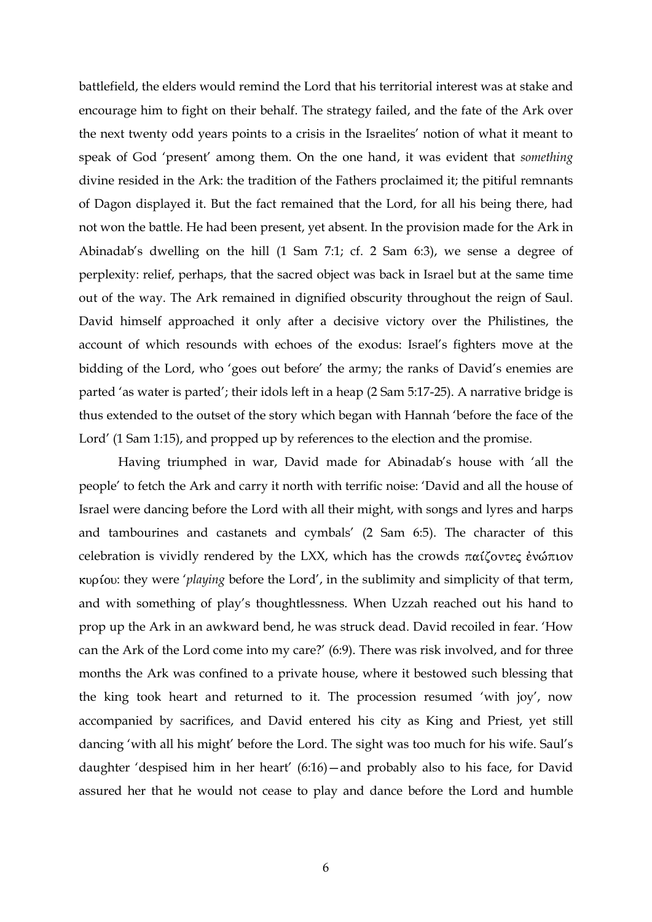battlefield, the elders would remind the Lord that his territorial interest was at stake and encourage him to fight on their behalf. The strategy failed, and the fate of the Ark over the next twenty odd years points to a crisis in the Israelites' notion of what it meant to speak of God 'present' among them. On the one hand, it was evident that *something* divine resided in the Ark: the tradition of the Fathers proclaimed it; the pitiful remnants of Dagon displayed it. But the fact remained that the Lord, for all his being there, had not won the battle. He had been present, yet absent. In the provision made for the Ark in Abinadab's dwelling on the hill (1 Sam 7:1; cf. 2 Sam 6:3), we sense a degree of perplexity: relief, perhaps, that the sacred object was back in Israel but at the same time out of the way. The Ark remained in dignified obscurity throughout the reign of Saul. David himself approached it only after a decisive victory over the Philistines, the account of which resounds with echoes of the exodus: Israel's fighters move at the bidding of the Lord, who 'goes out before' the army; the ranks of David's enemies are parted 'as water is parted'; their idols left in a heap (2 Sam 5:17-25). A narrative bridge is thus extended to the outset of the story which began with Hannah 'before the face of the Lord' (1 Sam 1:15), and propped up by references to the election and the promise.

Having triumphed in war, David made for Abinadab's house with 'all the people' to fetch the Ark and carry it north with terrific noise: 'David and all the house of Israel were dancing before the Lord with all their might, with songs and lyres and harps and tambourines and castanets and cymbals' (2 Sam 6:5). The character of this celebration is vividly rendered by the LXX, which has the crowds παίζοντες ἐνώπιον κυρίου: they were '*playing* before the Lord', in the sublimity and simplicity of that term, and with something of play's thoughtlessness. When Uzzah reached out his hand to prop up the Ark in an awkward bend, he was struck dead. David recoiled in fear. 'How can the Ark of the Lord come into my care?' (6:9). There was risk involved, and for three months the Ark was confined to a private house, where it bestowed such blessing that the king took heart and returned to it. The procession resumed 'with joy', now accompanied by sacrifices, and David entered his city as King and Priest, yet still dancing 'with all his might' before the Lord. The sight was too much for his wife. Saul's daughter 'despised him in her heart' (6:16)—and probably also to his face, for David assured her that he would not cease to play and dance before the Lord and humble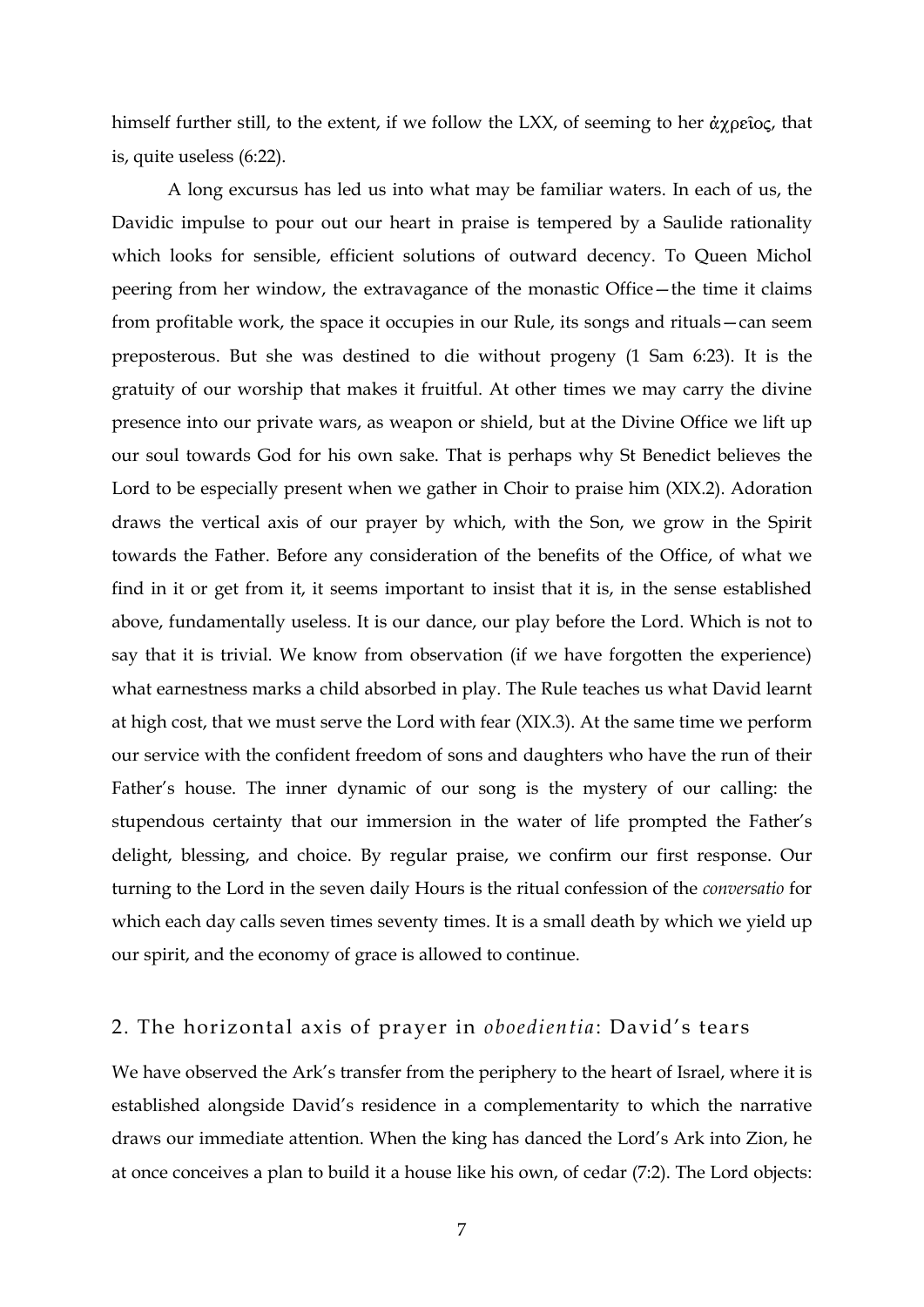himself further still, to the extent, if we follow the LXX, of seeming to her ἀχρεῖος, that is, quite useless (6:22).

A long excursus has led us into what may be familiar waters. In each of us, the Davidic impulse to pour out our heart in praise is tempered by a Saulide rationality which looks for sensible, efficient solutions of outward decency. To Queen Michol peering from her window, the extravagance of the monastic Office—the time it claims from profitable work, the space it occupies in our Rule, its songs and rituals—can seem preposterous. But she was destined to die without progeny (1 Sam 6:23). It is the gratuity of our worship that makes it fruitful. At other times we may carry the divine presence into our private wars, as weapon or shield, but at the Divine Office we lift up our soul towards God for his own sake. That is perhaps why St Benedict believes the Lord to be especially present when we gather in Choir to praise him (XIX.2). Adoration draws the vertical axis of our prayer by which, with the Son, we grow in the Spirit towards the Father. Before any consideration of the benefits of the Office, of what we find in it or get from it, it seems important to insist that it is, in the sense established above, fundamentally useless. It is our dance, our play before the Lord. Which is not to say that it is trivial. We know from observation (if we have forgotten the experience) what earnestness marks a child absorbed in play. The Rule teaches us what David learnt at high cost, that we must serve the Lord with fear (XIX.3). At the same time we perform our service with the confident freedom of sons and daughters who have the run of their Father's house. The inner dynamic of our song is the mystery of our calling: the stupendous certainty that our immersion in the water of life prompted the Father's delight, blessing, and choice. By regular praise, we confirm our first response. Our turning to the Lord in the seven daily Hours is the ritual confession of the *conversatio* for which each day calls seven times seventy times. It is a small death by which we yield up our spirit, and the economy of grace is allowed to continue.

## 2. The horizontal axis of prayer in *oboedientia*: David's tears

We have observed the Ark's transfer from the periphery to the heart of Israel, where it is established alongside David's residence in a complementarity to which the narrative draws our immediate attention. When the king has danced the Lord's Ark into Zion, he at once conceives a plan to build it a house like his own, of cedar (7:2). The Lord objects: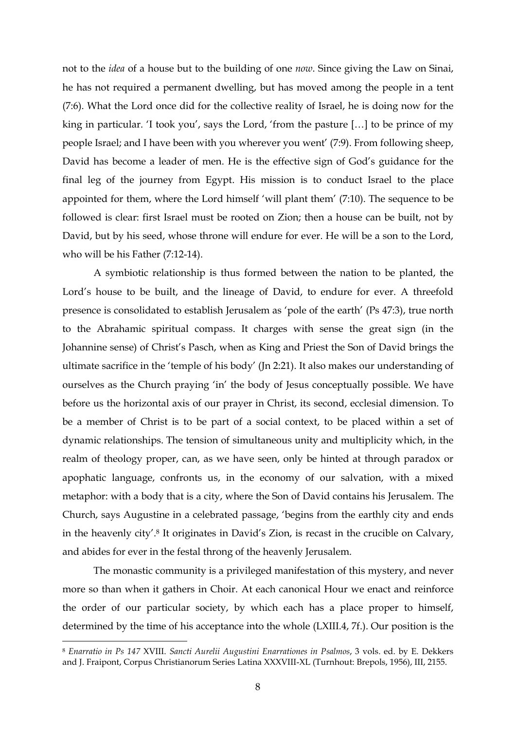not to the *idea* of a house but to the building of one *now*. Since giving the Law on Sinai, he has not required a permanent dwelling, but has moved among the people in a tent (7:6). What the Lord once did for the collective reality of Israel, he is doing now for the king in particular. 'I took you', says the Lord, 'from the pasture […] to be prince of my people Israel; and I have been with you wherever you went' (7:9). From following sheep, David has become a leader of men. He is the effective sign of God's guidance for the final leg of the journey from Egypt. His mission is to conduct Israel to the place appointed for them, where the Lord himself 'will plant them' (7:10). The sequence to be followed is clear: first Israel must be rooted on Zion; then a house can be built, not by David, but by his seed, whose throne will endure for ever. He will be a son to the Lord, who will be his Father (7:12-14).

A symbiotic relationship is thus formed between the nation to be planted, the Lord's house to be built, and the lineage of David, to endure for ever. A threefold presence is consolidated to establish Jerusalem as 'pole of the earth' (Ps 47:3), true north to the Abrahamic spiritual compass. It charges with sense the great sign (in the Johannine sense) of Christ's Pasch, when as King and Priest the Son of David brings the ultimate sacrifice in the 'temple of his body' (Jn 2:21). It also makes our understanding of ourselves as the Church praying 'in' the body of Jesus conceptually possible. We have before us the horizontal axis of our prayer in Christ, its second, ecclesial dimension. To be a member of Christ is to be part of a social context, to be placed within a set of dynamic relationships. The tension of simultaneous unity and multiplicity which, in the realm of theology proper, can, as we have seen, only be hinted at through paradox or apophatic language, confronts us, in the economy of our salvation, with a mixed metaphor: with a body that is a city, where the Son of David contains his Jerusalem. The Church, says Augustine in a celebrated passage, 'begins from the earthly city and ends in the heavenly city'.[8] It originates in David's Zion, is recast in the crucible on Calvary, and abides for ever in the festal throng of the heavenly Jerusalem.

The monastic community is a privileged manifestation of this mystery, and never more so than when it gathers in Choir. At each canonical Hour we enact and reinforce the order of our particular society, by which each has a place proper to himself, determined by the time of his acceptance into the whole (LXIII.4, 7f.). Our position is the

---

[8] *Enarratio in Ps 147* XVIII. *Sancti Aurelii Augustini Enarrationes in Psalmos*, 3 vols. ed. by E. Dekkers and J. Fraipont, Corpus Christianorum Series Latina XXXVIII-XL (Turnhout: Brepols, 1956), III, 2155.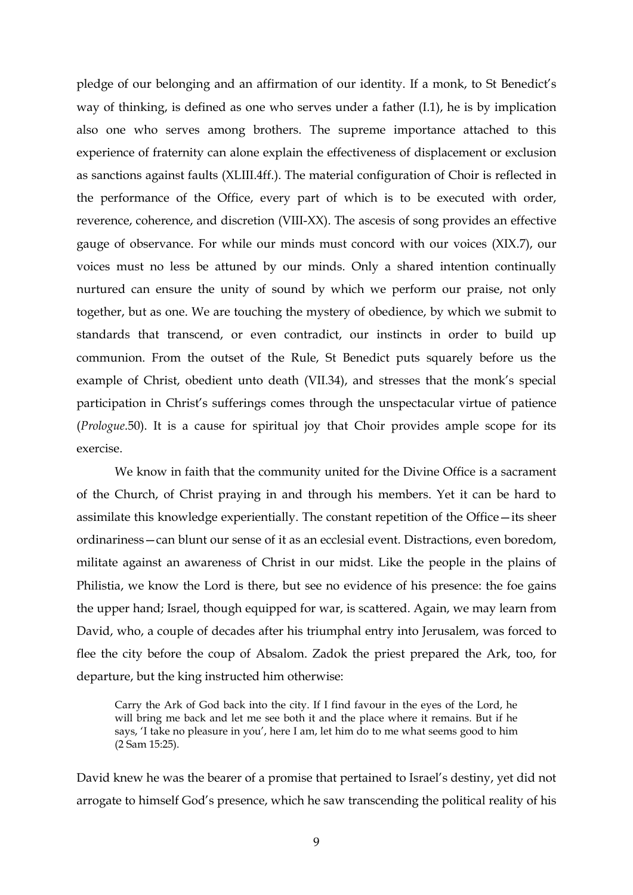pledge of our belonging and an affirmation of our identity. If a monk, to St Benedict's way of thinking, is defined as one who serves under a father (I.1), he is by implication also one who serves among brothers. The supreme importance attached to this experience of fraternity can alone explain the effectiveness of displacement or exclusion as sanctions against faults (XLIII.4ff.). The material configuration of Choir is reflected in the performance of the Office, every part of which is to be executed with order, reverence, coherence, and discretion (VIII-XX). The ascesis of song provides an effective gauge of observance. For while our minds must concord with our voices (XIX.7), our voices must no less be attuned by our minds. Only a shared intention continually nurtured can ensure the unity of sound by which we perform our praise, not only together, but as one. We are touching the mystery of obedience, by which we submit to standards that transcend, or even contradict, our instincts in order to build up communion. From the outset of the Rule, St Benedict puts squarely before us the example of Christ, obedient unto death (VII.34), and stresses that the monk's special participation in Christ's sufferings comes through the unspectacular virtue of patience (*Prologue*.50). It is a cause for spiritual joy that Choir provides ample scope for its exercise.

We know in faith that the community united for the Divine Office is a sacrament of the Church, of Christ praying in and through his members. Yet it can be hard to assimilate this knowledge experientially. The constant repetition of the Office—its sheer ordinariness—can blunt our sense of it as an ecclesial event. Distractions, even boredom, militate against an awareness of Christ in our midst. Like the people in the plains of Philistia, we know the Lord is there, but see no evidence of his presence: the foe gains the upper hand; Israel, though equipped for war, is scattered. Again, we may learn from David, who, a couple of decades after his triumphal entry into Jerusalem, was forced to flee the city before the coup of Absalom. Zadok the priest prepared the Ark, too, for departure, but the king instructed him otherwise:

> Carry the Ark of God back into the city. If I find favour in the eyes of the Lord, he will bring me back and let me see both it and the place where it remains. But if he says, 'I take no pleasure in you', here I am, let him do to me what seems good to him (2 Sam 15:25).

David knew he was the bearer of a promise that pertained to Israel's destiny, yet did not arrogate to himself God's presence, which he saw transcending the political reality of his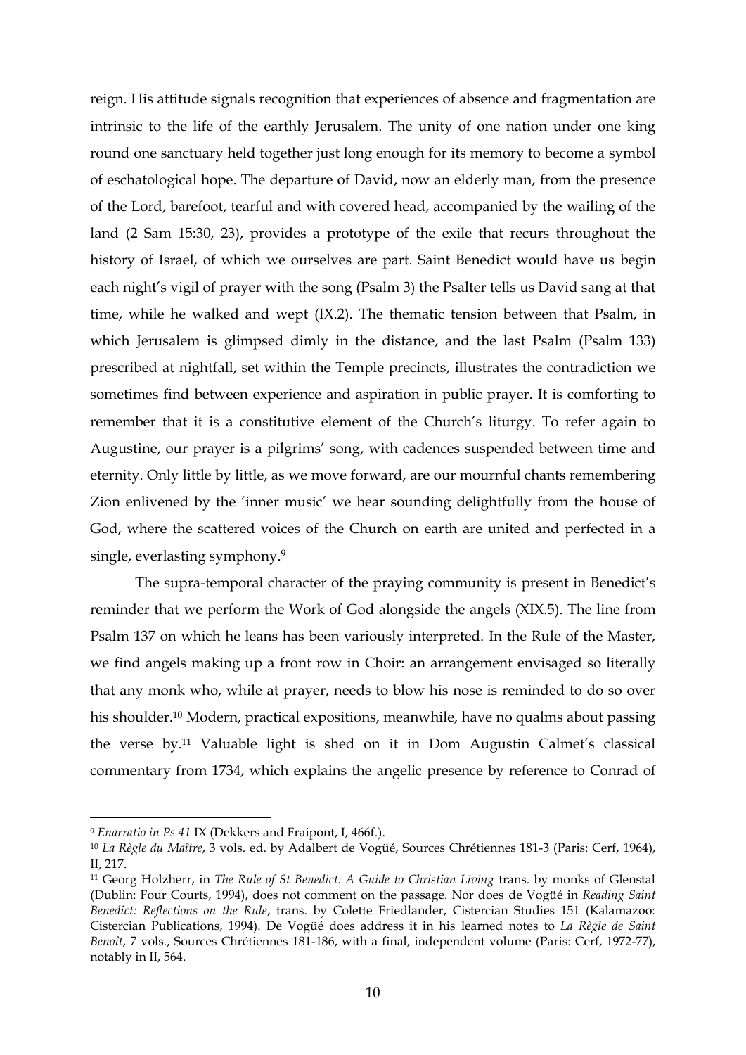reign. His attitude signals recognition that experiences of absence and fragmentation are intrinsic to the life of the earthly Jerusalem. The unity of one nation under one king round one sanctuary held together just long enough for its memory to become a symbol of eschatological hope. The departure of David, now an elderly man, from the presence of the Lord, barefoot, tearful and with covered head, accompanied by the wailing of the land (2 Sam 15:30, 23), provides a prototype of the exile that recurs throughout the history of Israel, of which we ourselves are part. Saint Benedict would have us begin each night's vigil of prayer with the song (Psalm 3) the Psalter tells us David sang at that time, while he walked and wept (IX.2). The thematic tension between that Psalm, in which Jerusalem is glimpsed dimly in the distance, and the last Psalm (Psalm 133) prescribed at nightfall, set within the Temple precincts, illustrates the contradiction we sometimes find between experience and aspiration in public prayer. It is comforting to remember that it is a constitutive element of the Church's liturgy. To refer again to Augustine, our prayer is a pilgrims' song, with cadences suspended between time and eternity. Only little by little, as we move forward, are our mournful chants remembering Zion enlivened by the 'inner music' we hear sounding delightfully from the house of God, where the scattered voices of the Church on earth are united and perfected in a single, everlasting symphony.[9]

The supra-temporal character of the praying community is present in Benedict's reminder that we perform the Work of God alongside the angels (XIX.5). The line from Psalm 137 on which he leans has been variously interpreted. In the Rule of the Master, we find angels making up a front row in Choir: an arrangement envisaged so literally that any monk who, while at prayer, needs to blow his nose is reminded to do so over his shoulder.[10] Modern, practical expositions, meanwhile, have no qualms about passing the verse by.[11] Valuable light is shed on it in Dom Augustin Calmet's classical commentary from 1734, which explains the angelic presence by reference to Conrad of

---

[9] *Enarratio in Ps 41* IX (Dekkers and Fraipont, I, 466f.).

[10] *La Règle du Maître*, 3 vols. ed. by Adalbert de Vogüé, Sources Chrétiennes 181-3 (Paris: Cerf, 1964), II, 217.

[11] Georg Holzherr, in *The Rule of St Benedict: A Guide to Christian Living* trans. by monks of Glenstal (Dublin: Four Courts, 1994), does not comment on the passage. Nor does de Vogüé in *Reading Saint Benedict: Reflections on the Rule*, trans. by Colette Friedlander, Cistercian Studies 151 (Kalamazoo: Cistercian Publications, 1994). De Vogüé does address it in his learned notes to *La Règle de Saint Benoît*, 7 vols., Sources Chrétiennes 181-186, with a final, independent volume (Paris: Cerf, 1972-77), notably in II, 564.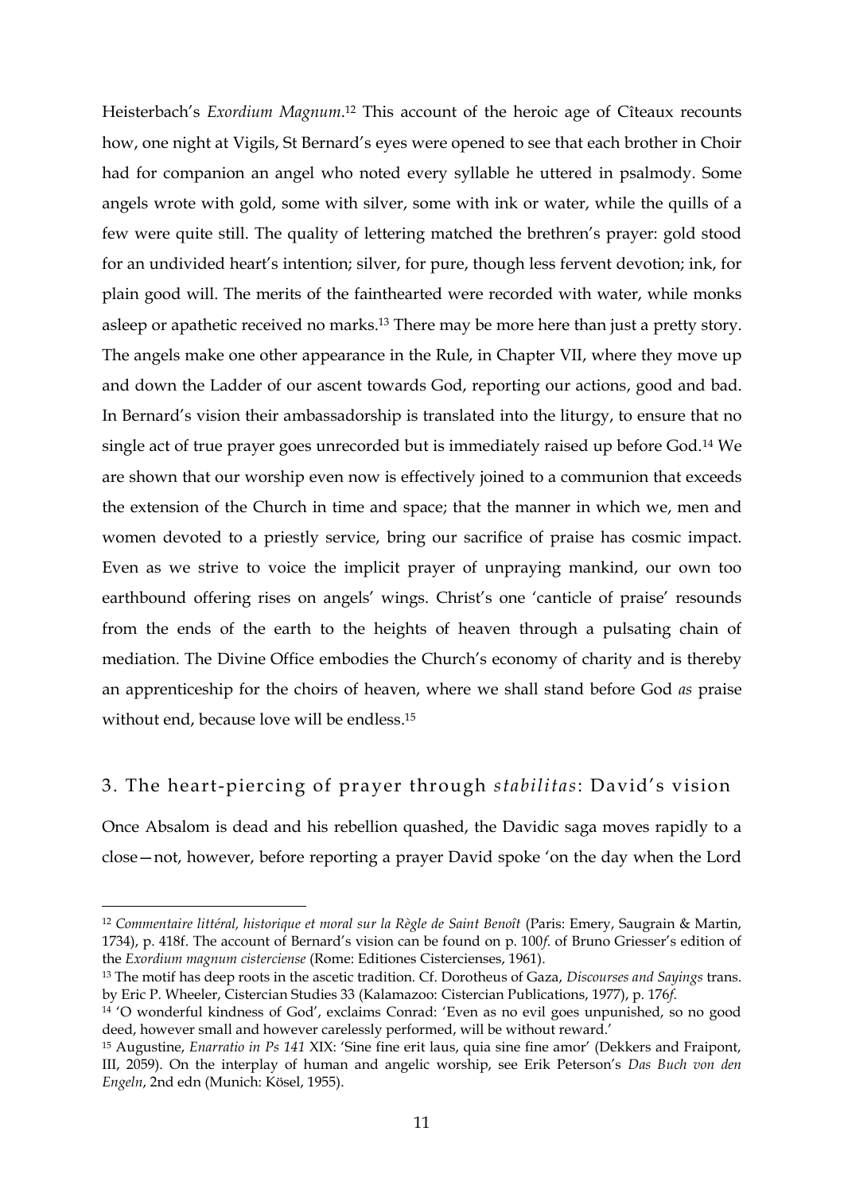Heisterbach's *Exordium Magnum*.[12] This account of the heroic age of Cîteaux recounts how, one night at Vigils, St Bernard's eyes were opened to see that each brother in Choir had for companion an angel who noted every syllable he uttered in psalmody. Some angels wrote with gold, some with silver, some with ink or water, while the quills of a few were quite still. The quality of lettering matched the brethren's prayer: gold stood for an undivided heart's intention; silver, for pure, though less fervent devotion; ink, for plain good will. The merits of the fainthearted were recorded with water, while monks asleep or apathetic received no marks.[13] There may be more here than just a pretty story. The angels make one other appearance in the Rule, in Chapter VII, where they move up and down the Ladder of our ascent towards God, reporting our actions, good and bad. In Bernard's vision their ambassadorship is translated into the liturgy, to ensure that no single act of true prayer goes unrecorded but is immediately raised up before God.[14] We are shown that our worship even now is effectively joined to a communion that exceeds the extension of the Church in time and space; that the manner in which we, men and women devoted to a priestly service, bring our sacrifice of praise has cosmic impact. Even as we strive to voice the implicit prayer of unpraying mankind, our own too earthbound offering rises on angels' wings. Christ's one 'canticle of praise' resounds from the ends of the earth to the heights of heaven through a pulsating chain of mediation. The Divine Office embodies the Church's economy of charity and is thereby an apprenticeship for the choirs of heaven, where we shall stand before God *as* praise without end, because love will be endless.[15]

## 3. The heart-piercing of prayer through *stabilitas*: David's vision

Once Absalom is dead and his rebellion quashed, the Davidic saga moves rapidly to a close—not, however, before reporting a prayer David spoke 'on the day when the Lord

---

[12] *Commentaire littéral, historique et moral sur la Règle de Saint Benoît* (Paris: Emery, Saugrain & Martin, 1734), p. 418f. The account of Bernard's vision can be found on p. 100*f.* of Bruno Griesser's edition of the *Exordium magnum cisterciense* (Rome: Editiones Cistercienses, 1961).

[13] The motif has deep roots in the ascetic tradition. Cf. Dorotheus of Gaza, *Discourses and Sayings* trans. by Eric P. Wheeler, Cistercian Studies 33 (Kalamazoo: Cistercian Publications, 1977), p. 176*f.*

[14] 'O wonderful kindness of God', exclaims Conrad: 'Even as no evil goes unpunished, so no good deed, however small and however carelessly performed, will be without reward.'

[15] Augustine, *Enarratio in Ps 141* XIX: 'Sine fine erit laus, quia sine fine amor' (Dekkers and Fraipont, III, 2059). On the interplay of human and angelic worship, see Erik Peterson's *Das Buch von den Engeln*, 2nd edn (Munich: Kösel, 1955).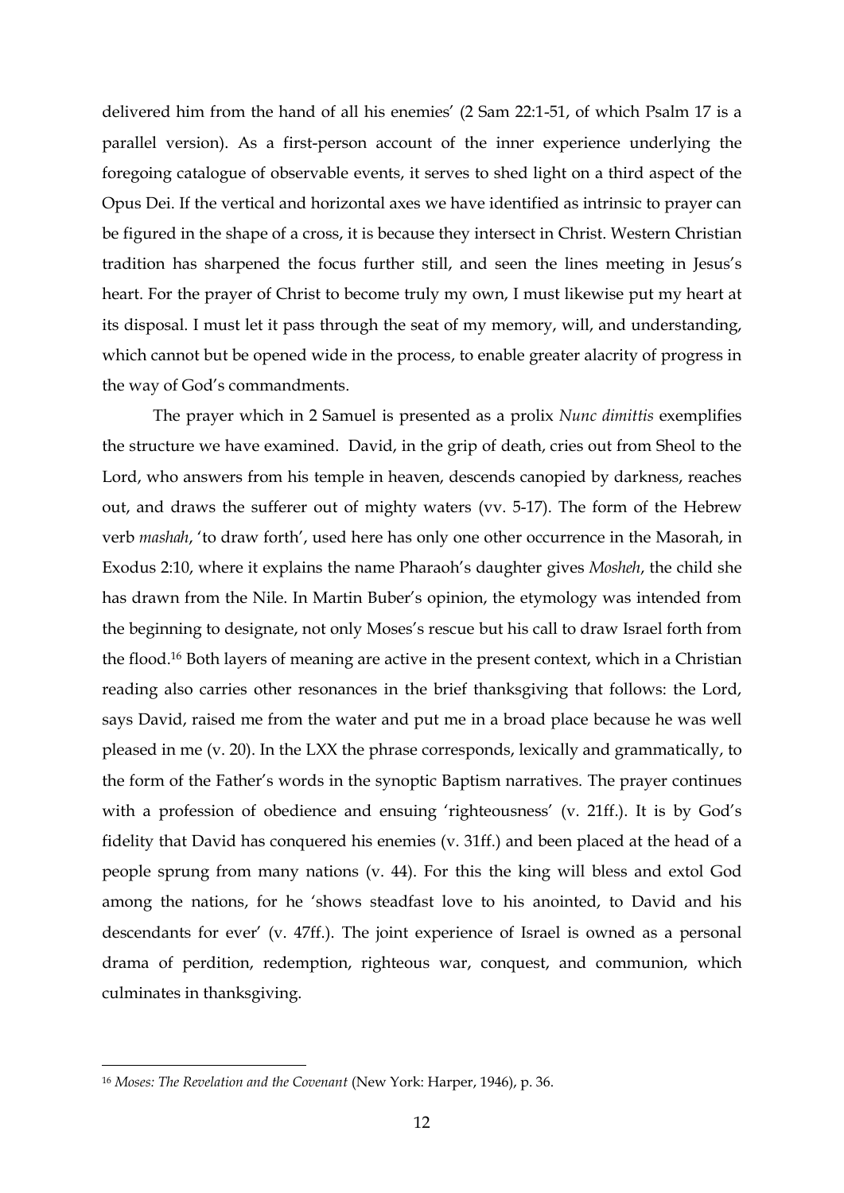delivered him from the hand of all his enemies' (2 Sam 22:1-51, of which Psalm 17 is a parallel version). As a first-person account of the inner experience underlying the foregoing catalogue of observable events, it serves to shed light on a third aspect of the Opus Dei. If the vertical and horizontal axes we have identified as intrinsic to prayer can be figured in the shape of a cross, it is because they intersect in Christ. Western Christian tradition has sharpened the focus further still, and seen the lines meeting in Jesus's heart. For the prayer of Christ to become truly my own, I must likewise put my heart at its disposal. I must let it pass through the seat of my memory, will, and understanding, which cannot but be opened wide in the process, to enable greater alacrity of progress in the way of God's commandments.

The prayer which in 2 Samuel is presented as a prolix *Nunc dimittis* exemplifies the structure we have examined. David, in the grip of death, cries out from Sheol to the Lord, who answers from his temple in heaven, descends canopied by darkness, reaches out, and draws the sufferer out of mighty waters (vv. 5-17). The form of the Hebrew verb *mashah*, 'to draw forth', used here has only one other occurrence in the Masorah, in Exodus 2:10, where it explains the name Pharaoh's daughter gives *Mosheh*, the child she has drawn from the Nile. In Martin Buber's opinion, the etymology was intended from the beginning to designate, not only Moses's rescue but his call to draw Israel forth from the flood.[16] Both layers of meaning are active in the present context, which in a Christian reading also carries other resonances in the brief thanksgiving that follows: the Lord, says David, raised me from the water and put me in a broad place because he was well pleased in me (v. 20). In the LXX the phrase corresponds, lexically and grammatically, to the form of the Father's words in the synoptic Baptism narratives. The prayer continues with a profession of obedience and ensuing 'righteousness' (v. 21ff.). It is by God's fidelity that David has conquered his enemies (v. 31ff.) and been placed at the head of a people sprung from many nations (v. 44). For this the king will bless and extol God among the nations, for he 'shows steadfast love to his anointed, to David and his descendants for ever' (v. 47ff.). The joint experience of Israel is owned as a personal drama of perdition, redemption, righteous war, conquest, and communion, which culminates in thanksgiving.

[16] *Moses: The Revelation and the Covenant* (New York: Harper, 1946), p. 36.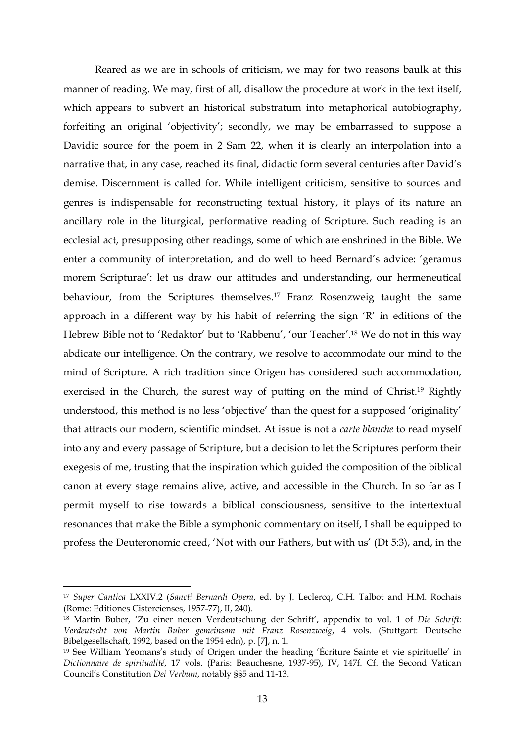Reared as we are in schools of criticism, we may for two reasons baulk at this manner of reading. We may, first of all, disallow the procedure at work in the text itself, which appears to subvert an historical substratum into metaphorical autobiography, forfeiting an original 'objectivity'; secondly, we may be embarrassed to suppose a Davidic source for the poem in 2 Sam 22, when it is clearly an interpolation into a narrative that, in any case, reached its final, didactic form several centuries after David's demise. Discernment is called for. While intelligent criticism, sensitive to sources and genres is indispensable for reconstructing textual history, it plays of its nature an ancillary role in the liturgical, performative reading of Scripture. Such reading is an ecclesial act, presupposing other readings, some of which are enshrined in the Bible. We enter a community of interpretation, and do well to heed Bernard's advice: 'geramus morem Scripturae': let us draw our attitudes and understanding, our hermeneutical behaviour, from the Scriptures themselves.[17] Franz Rosenzweig taught the same approach in a different way by his habit of referring the sign 'R' in editions of the Hebrew Bible not to 'Redaktor' but to 'Rabbenu', 'our Teacher'.[18] We do not in this way abdicate our intelligence. On the contrary, we resolve to accommodate our mind to the mind of Scripture. A rich tradition since Origen has considered such accommodation, exercised in the Church, the surest way of putting on the mind of Christ.[19] Rightly understood, this method is no less 'objective' than the quest for a supposed 'originality' that attracts our modern, scientific mindset. At issue is not a *carte blanche* to read myself into any and every passage of Scripture, but a decision to let the Scriptures perform their exegesis of me, trusting that the inspiration which guided the composition of the biblical canon at every stage remains alive, active, and accessible in the Church. In so far as I permit myself to rise towards a biblical consciousness, sensitive to the intertextual resonances that make the Bible a symphonic commentary on itself, I shall be equipped to profess the Deuteronomic creed, 'Not with our Fathers, but with us' (Dt 5:3), and, in the

---

[17] *Super Cantica* LXXIV.2 (*Sancti Bernardi Opera*, ed. by J. Leclercq, C.H. Talbot and H.M. Rochais (Rome: Editiones Cistercienses, 1957-77), II, 240).

[18] Martin Buber, 'Zu einer neuen Verdeutschung der Schrift', appendix to vol. 1 of *Die Schrift: Verdeutscht von Martin Buber gemeinsam mit Franz Rosenzweig*, 4 vols. (Stuttgart: Deutsche Bibelgesellschaft, 1992, based on the 1954 edn), p. [7], n. 1.

[19] See William Yeomans's study of Origen under the heading 'Écriture Sainte et vie spirituelle' in *Dictionnaire de spiritualité*, 17 vols. (Paris: Beauchesne, 1937-95), IV, 147f. Cf. the Second Vatican Council's Constitution *Dei Verbum*, notably §§5 and 11-13.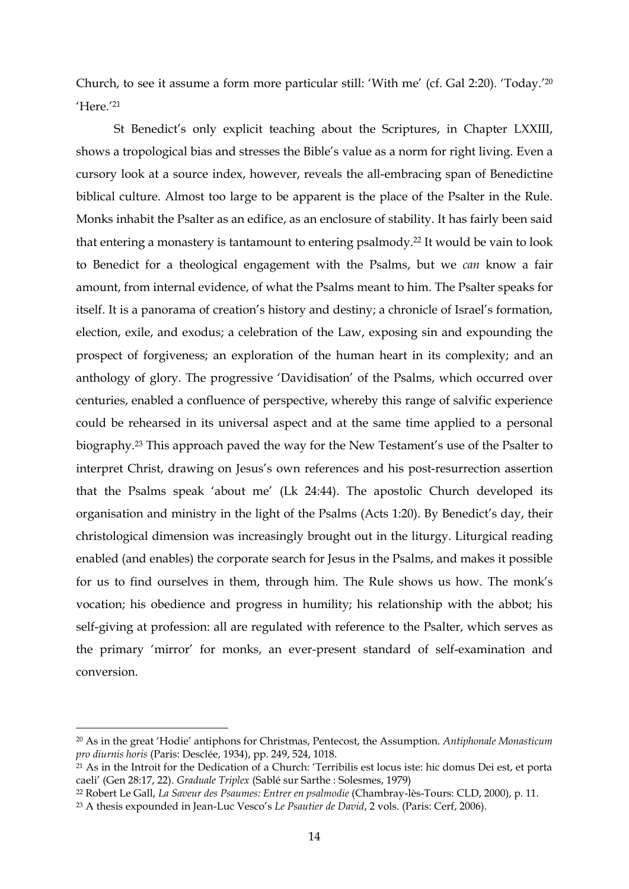Church, to see it assume a form more particular still: 'With me' (cf. Gal 2:20). 'Today.'[20] 'Here.'[21]

St Benedict's only explicit teaching about the Scriptures, in Chapter LXXIII, shows a tropological bias and stresses the Bible's value as a norm for right living. Even a cursory look at a source index, however, reveals the all-embracing span of Benedictine biblical culture. Almost too large to be apparent is the place of the Psalter in the Rule. Monks inhabit the Psalter as an edifice, as an enclosure of stability. It has fairly been said that entering a monastery is tantamount to entering psalmody.[22] It would be vain to look to Benedict for a theological engagement with the Psalms, but we *can* know a fair amount, from internal evidence, of what the Psalms meant to him. The Psalter speaks for itself. It is a panorama of creation's history and destiny; a chronicle of Israel's formation, election, exile, and exodus; a celebration of the Law, exposing sin and expounding the prospect of forgiveness; an exploration of the human heart in its complexity; and an anthology of glory. The progressive 'Davidisation' of the Psalms, which occurred over centuries, enabled a confluence of perspective, whereby this range of salvific experience could be rehearsed in its universal aspect and at the same time applied to a personal biography.[23] This approach paved the way for the New Testament's use of the Psalter to interpret Christ, drawing on Jesus's own references and his post-resurrection assertion that the Psalms speak 'about me' (Lk 24:44). The apostolic Church developed its organisation and ministry in the light of the Psalms (Acts 1:20). By Benedict's day, their christological dimension was increasingly brought out in the liturgy. Liturgical reading enabled (and enables) the corporate search for Jesus in the Psalms, and makes it possible for us to find ourselves in them, through him. The Rule shows us how. The monk's vocation; his obedience and progress in humility; his relationship with the abbot; his self-giving at profession: all are regulated with reference to the Psalter, which serves as the primary 'mirror' for monks, an ever-present standard of self-examination and conversion.

---

[20] As in the great 'Hodie' antiphons for Christmas, Pentecost, the Assumption. *Antiphonale Monasticum pro diurnis horis* (Paris: Desclée, 1934), pp. 249, 524, 1018.

[21] As in the Introit for the Dedication of a Church: 'Terribilis est locus iste: hic domus Dei est, et porta caeli' (Gen 28:17, 22). *Graduale Triplex* (Sablé sur Sarthe : Solesmes, 1979)

[22] Robert Le Gall, *La Saveur des Psaumes: Entrer en psalmodie* (Chambray-lès-Tours: CLD, 2000), p. 11.

[23] A thesis expounded in Jean-Luc Vesco's *Le Psautier de David*, 2 vols. (Paris: Cerf, 2006).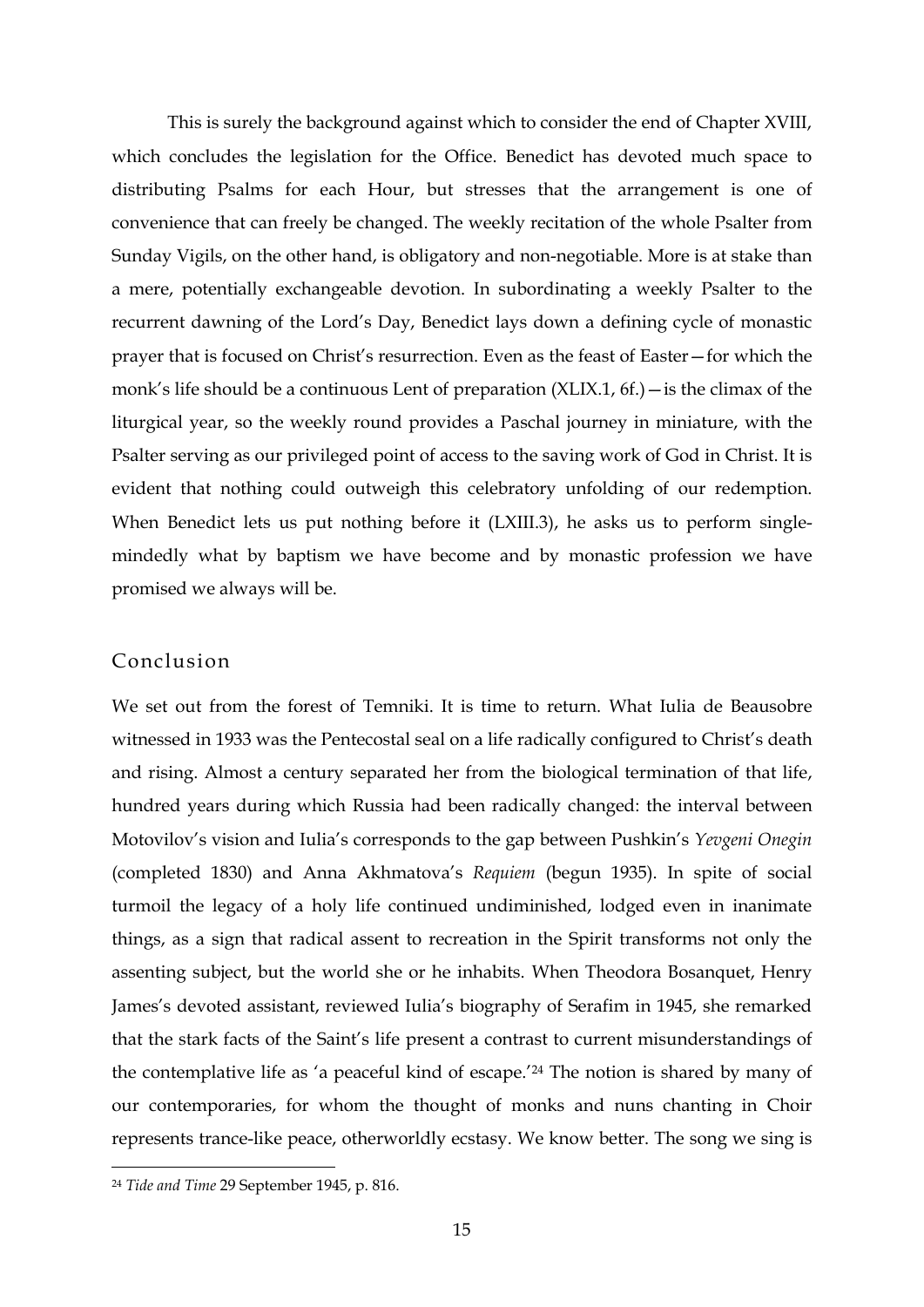This is surely the background against which to consider the end of Chapter XVIII, which concludes the legislation for the Office. Benedict has devoted much space to distributing Psalms for each Hour, but stresses that the arrangement is one of convenience that can freely be changed. The weekly recitation of the whole Psalter from Sunday Vigils, on the other hand, is obligatory and non-negotiable. More is at stake than a mere, potentially exchangeable devotion. In subordinating a weekly Psalter to the recurrent dawning of the Lord's Day, Benedict lays down a defining cycle of monastic prayer that is focused on Christ's resurrection. Even as the feast of Easter—for which the monk's life should be a continuous Lent of preparation (XLIX.1, 6f.)—is the climax of the liturgical year, so the weekly round provides a Paschal journey in miniature, with the Psalter serving as our privileged point of access to the saving work of God in Christ. It is evident that nothing could outweigh this celebratory unfolding of our redemption. When Benedict lets us put nothing before it (LXIII.3), he asks us to perform single-mindedly what by baptism we have become and by monastic profession we have promised we always will be.

## Conclusion

We set out from the forest of Temniki. It is time to return. What Iulia de Beausobre witnessed in 1933 was the Pentecostal seal on a life radically configured to Christ's death and rising. Almost a century separated her from the biological termination of that life, hundred years during which Russia had been radically changed: the interval between Motovilov's vision and Iulia's corresponds to the gap between Pushkin's *Yevgeni Onegin* (completed 1830) and Anna Akhmatova's *Requiem* (begun 1935). In spite of social turmoil the legacy of a holy life continued undiminished, lodged even in inanimate things, as a sign that radical assent to recreation in the Spirit transforms not only the assenting subject, but the world she or he inhabits. When Theodora Bosanquet, Henry James's devoted assistant, reviewed Iulia's biography of Serafim in 1945, she remarked that the stark facts of the Saint's life present a contrast to current misunderstandings of the contemplative life as 'a peaceful kind of escape.'[24] The notion is shared by many of our contemporaries, for whom the thought of monks and nuns chanting in Choir represents trance-like peace, otherworldly ecstasy. We know better. The song we sing is

[24] *Tide and Time* 29 September 1945, p. 816.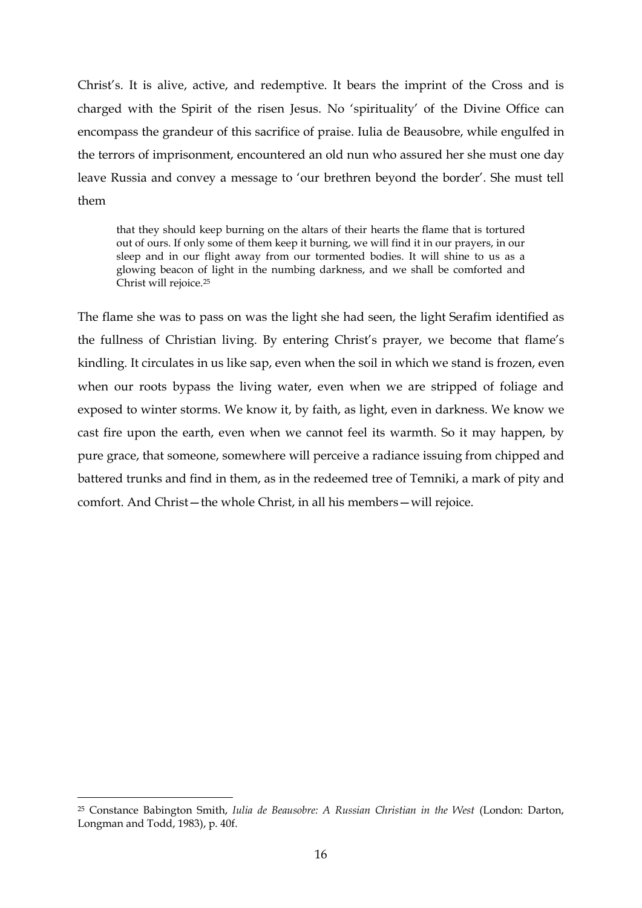Christ's. It is alive, active, and redemptive. It bears the imprint of the Cross and is charged with the Spirit of the risen Jesus. No 'spirituality' of the Divine Office can encompass the grandeur of this sacrifice of praise. Iulia de Beausobre, while engulfed in the terrors of imprisonment, encountered an old nun who assured her she must one day leave Russia and convey a message to 'our brethren beyond the border'. She must tell them

> that they should keep burning on the altars of their hearts the flame that is tortured out of ours. If only some of them keep it burning, we will find it in our prayers, in our sleep and in our flight away from our tormented bodies. It will shine to us as a glowing beacon of light in the numbing darkness, and we shall be comforted and Christ will rejoice.[25]

The flame she was to pass on was the light she had seen, the light Serafim identified as the fullness of Christian living. By entering Christ's prayer, we become that flame's kindling. It circulates in us like sap, even when the soil in which we stand is frozen, even when our roots bypass the living water, even when we are stripped of foliage and exposed to winter storms. We know it, by faith, as light, even in darkness. We know we cast fire upon the earth, even when we cannot feel its warmth. So it may happen, by pure grace, that someone, somewhere will perceive a radiance issuing from chipped and battered trunks and find in them, as in the redeemed tree of Temniki, a mark of pity and comfort. And Christ—the whole Christ, in all his members—will rejoice.

---

[25] Constance Babington Smith, *Iulia de Beausobre: A Russian Christian in the West* (London: Darton, Longman and Todd, 1983), p. 40f.